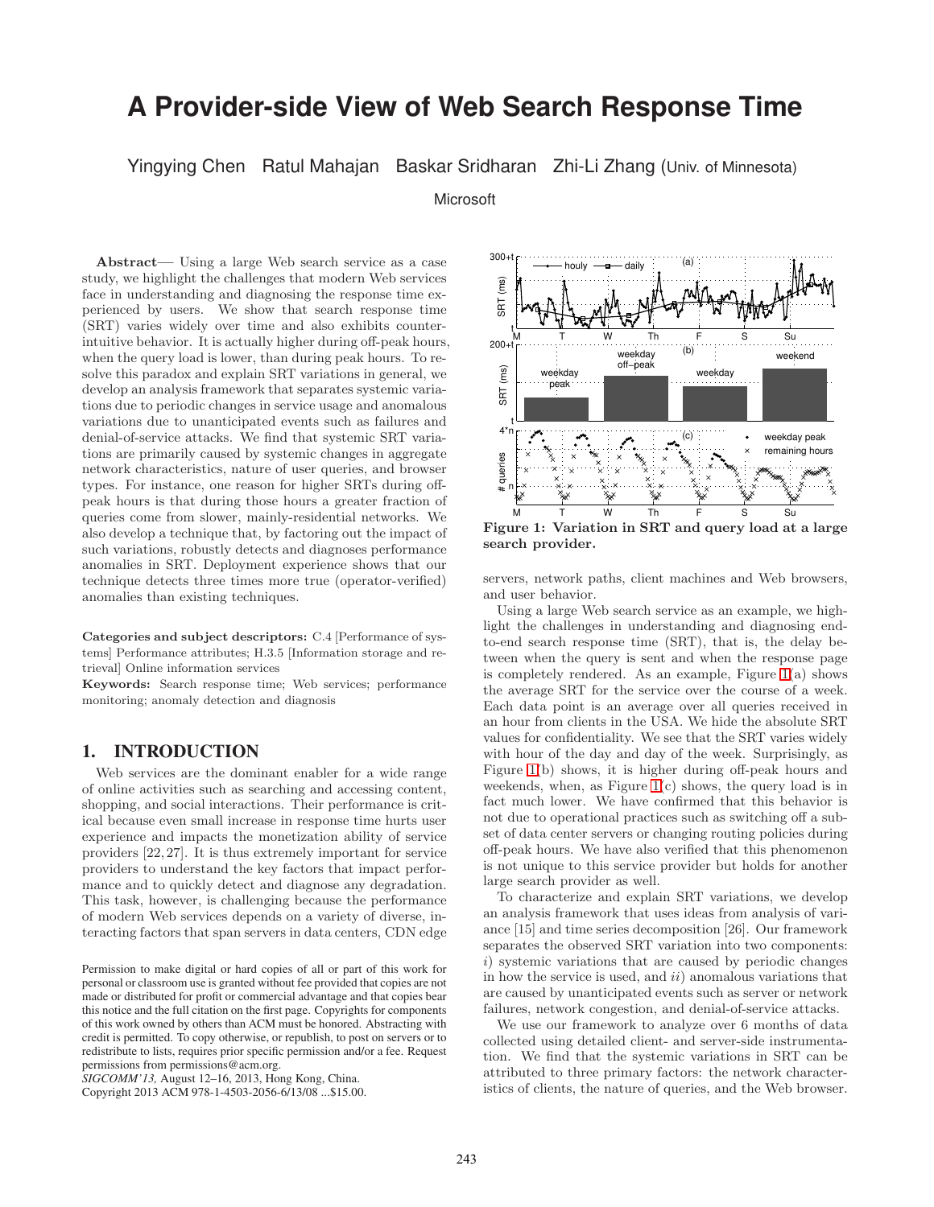# A Provider-side View of Web Search Response Time

Yingying Chen Ratul Mahajan Baskar Sridharan Zhi-Li Zhang (Univ. of Minnesota)

Microsoft

**Abstract**— Using a large Web search service as a case study, we highlight the challenges that modern Web services face in understanding and diagnosing the response time experienced by users. We show that search response time (SRT) varies widely over time and also exhibits counter-intuitive behavior. It is actually higher during off-peak hours, when the query load is lower, than during peak hours. To resolve this paradox and explain SRT variations in general, we develop an analysis framework that separates systemic variations due to periodic changes in service usage and anomalous variations due to unanticipated events such as failures and denial-of-service attacks. We find that systemic SRT variations are primarily caused by systemic changes in aggregate network characteristics, nature of user queries, and browser types. For instance, one reason for higher SRTs during off-peak hours is that during those hours a greater fraction of queries come from slower, mainly-residential networks. We also develop a technique that, by factoring out the impact of such variations, robustly detects and diagnoses performance anomalies in SRT. Deployment experience shows that our technique detects three times more true (operator-verified) anomalies than existing techniques.

**Categories and subject descriptors:** C.4 [Performance of systems] Performance attributes; H.3.5 [Information storage and retrieval] Online information services

**Keywords:** Search response time; Web services; performance monitoring; anomaly detection and diagnosis

## 1. INTRODUCTION

Web services are the dominant enabler for a wide range of online activities such as searching and accessing content, shopping, and social interactions. Their performance is critical because even small increase in response time hurts user experience and impacts the monetization ability of service providers [22, 27]. It is thus extremely important for service providers to understand the key factors that impact performance and to quickly detect and diagnose any degradation. This task, however, is challenging because the performance of modern Web services depends on a variety of diverse, interacting factors that span servers in data centers, CDN edge servers, network paths, client machines and Web browsers, and user behavior.

Permission to make digital or hard copies of all or part of this work for personal or classroom use is granted without fee provided that copies are not made or distributed for profit or commercial advantage and that copies bear this notice and the full citation on the first page. Copyrights for components of this work owned by others than ACM must be honored. Abstracting with credit is permitted. To copy otherwise, or republish, to post on servers or to redistribute to lists, requires prior specific permission and/or a fee. Request permissions from permissions@acm.org.
*SIGCOMM'13,* August 12–16, 2013, Hong Kong, China.
Copyright 2013 ACM 978-1-4503-2056-6/13/08 ...$15.00.

**Figure 1: Variation in SRT and query load at a large search provider.**

Using a large Web search service as an example, we highlight the challenges in understanding and diagnosing end-to-end search response time (SRT), that is, the delay between when the query is sent and when the response page is completely rendered. As an example, Figure 1(a) shows the average SRT for the service over the course of a week. Each data point is an average over all queries received in an hour from clients in the USA. We hide the absolute SRT values for confidentiality. We see that the SRT varies widely with hour of the day and day of the week. Surprisingly, as Figure 1(b) shows, it is higher during off-peak hours and weekends, when, as Figure 1(c) shows, the query load is in fact much lower. We have confirmed that this behavior is not due to operational practices such as switching off a subset of data center servers or changing routing policies during off-peak hours. We have also verified that this phenomenon is not unique to this service provider but holds for another large search provider as well.

To characterize and explain SRT variations, we develop an analysis framework that uses ideas from analysis of variance [15] and time series decomposition [26]. Our framework separates the observed SRT variation into two components: *i*) systemic variations that are caused by periodic changes in how the service is used, and *ii*) anomalous variations that are caused by unanticipated events such as server or network failures, network congestion, and denial-of-service attacks.

We use our framework to analyze over 6 months of data collected using detailed client- and server-side instrumentation. We find that the systemic variations in SRT can be attributed to three primary factors: the network characteristics of clients, the nature of queries, and the Web browser.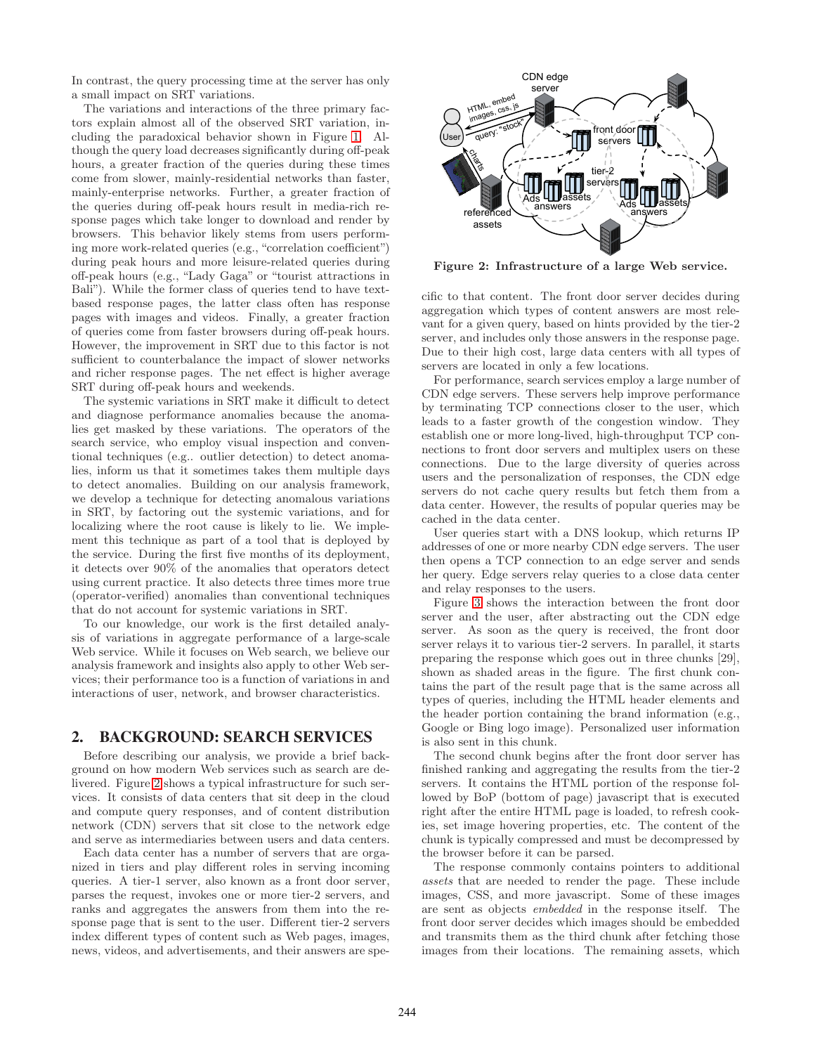In contrast, the query processing time at the server has only a small impact on SRT variations.

The variations and interactions of the three primary factors explain almost all of the observed SRT variation, including the paradoxical behavior shown in Figure 1. Although the query load decreases significantly during off-peak hours, a greater fraction of the queries during these times come from slower, mainly-residential networks than faster, mainly-enterprise networks. Further, a greater fraction of the queries during off-peak hours result in media-rich response pages which take longer to download and render by browsers. This behavior likely stems from users performing more work-related queries (e.g., "correlation coefficient") during peak hours and more leisure-related queries during off-peak hours (e.g., "Lady Gaga" or "tourist attractions in Bali"). While the former class of queries tend to have text-based response pages, the latter class often has response pages with images and videos. Finally, a greater fraction of queries come from faster browsers during off-peak hours. However, the improvement in SRT due to this factor is not sufficient to counterbalance the impact of slower networks and richer response pages. The net effect is higher average SRT during off-peak hours and weekends.

The systemic variations in SRT make it difficult to detect and diagnose performance anomalies because the anomalies get masked by these variations. The operators of the search service, who employ visual inspection and conventional techniques (e.g.. outlier detection) to detect anomalies, inform us that it sometimes takes them multiple days to detect anomalies. Building on our analysis framework, we develop a technique for detecting anomalous variations in SRT, by factoring out the systemic variations, and for localizing where the root cause is likely to lie. We implement this technique as part of a tool that is deployed by the service. During the first five months of its deployment, it detects over 90% of the anomalies that operators detect using current practice. It also detects three times more true (operator-verified) anomalies than conventional techniques that do not account for systemic variations in SRT.

To our knowledge, our work is the first detailed analysis of variations in aggregate performance of a large-scale Web service. While it focuses on Web search, we believe our analysis framework and insights also apply to other Web services; their performance too is a function of variations in and interactions of user, network, and browser characteristics.

## 2. BACKGROUND: SEARCH SERVICES

Before describing our analysis, we provide a brief background on how modern Web services such as search are delivered. Figure 2 shows a typical infrastructure for such services. It consists of data centers that sit deep in the cloud and compute query responses, and of content distribution network (CDN) servers that sit close to the network edge and serve as intermediaries between users and data centers.

Each data center has a number of servers that are organized in tiers and play different roles in serving incoming queries. A tier-1 server, also known as a front door server, parses the request, invokes one or more tier-2 servers, and ranks and aggregates the answers from them into the response page that is sent to the user. Different tier-2 servers index different types of content such as Web pages, images, news, videos, and advertisements, and their answers are specific to that content. The front door server decides during aggregation which types of content answers are most relevant for a given query, based on hints provided by the tier-2 server, and includes only those answers in the response page. Due to their high cost, large data centers with all types of servers are located in only a few locations.

CDN edge server

HTML, embed images, css, js

query: "stock"

User

charts

referenced assets

front door servers

tier-2 servers

Ads answers assets

Ads answers assets

**Figure 2: Infrastructure of a large Web service.**

For performance, search services employ a large number of CDN edge servers. These servers help improve performance by terminating TCP connections closer to the user, which leads to a faster growth of the congestion window. They establish one or more long-lived, high-throughput TCP connections to front door servers and multiplex users on these connections. Due to the large diversity of queries across users and the personalization of responses, the CDN edge servers do not cache query results but fetch them from a data center. However, the results of popular queries may be cached in the data center.

User queries start with a DNS lookup, which returns IP addresses of one or more nearby CDN edge servers. The user then opens a TCP connection to an edge server and sends her query. Edge servers relay queries to a close data center and relay responses to the users.

Figure 3 shows the interaction between the front door server and the user, after abstracting out the CDN edge server. As soon as the query is received, the front door server relays it to various tier-2 servers. In parallel, it starts preparing the response which goes out in three chunks [29], shown as shaded areas in the figure. The first chunk contains the part of the result page that is the same across all types of queries, including the HTML header elements and the header portion containing the brand information (e.g., Google or Bing logo image). Personalized user information is also sent in this chunk.

The second chunk begins after the front door server has finished ranking and aggregating the results from the tier-2 servers. It contains the HTML portion of the response followed by BoP (bottom of page) javascript that is executed right after the entire HTML page is loaded, to refresh cookies, set image hovering properties, etc. The content of the chunk is typically compressed and must be decompressed by the browser before it can be parsed.

The response commonly contains pointers to additional *assets* that are needed to render the page. These include images, CSS, and more javascript. Some of these images are sent as objects *embedded* in the response itself. The front door server decides which images should be embedded and transmits them as the third chunk after fetching those images from their locations. The remaining assets, which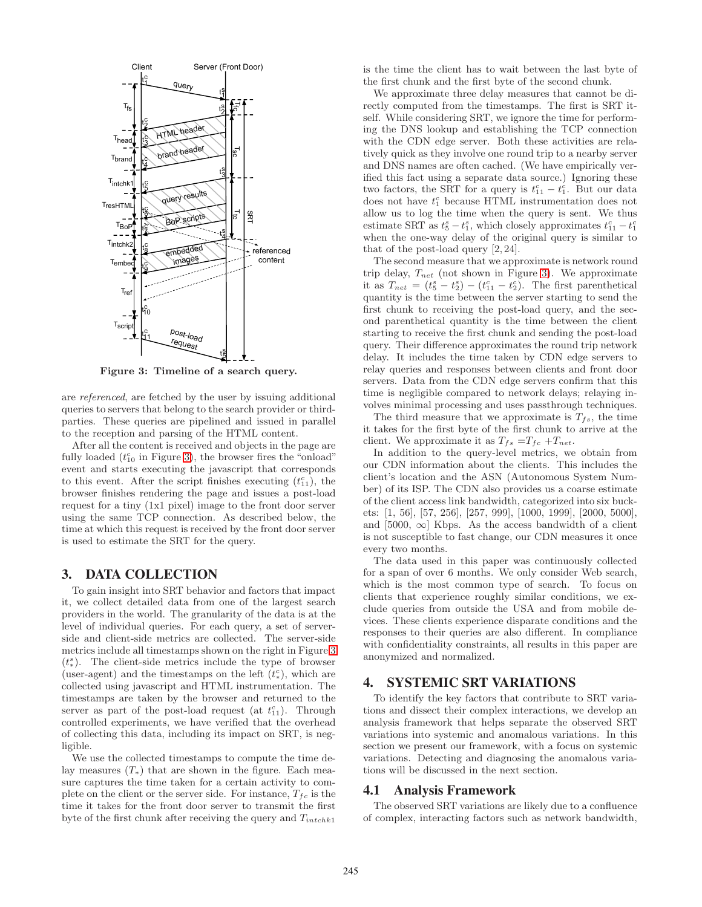Figure 3: Timeline of a search query.

are *referenced*, are fetched by the user by issuing additional queries to servers that belong to the search provider or third-parties. These queries are pipelined and issued in parallel to the reception and parsing of the HTML content.

After all the content is received and objects in the page are fully loaded ($t^c_{10}$ in Figure 3), the browser fires the "onload" event and starts executing the javascript that corresponds to this event. After the script finishes executing ($t^c_{11}$), the browser finishes rendering the page and issues a post-load request for a tiny (1x1 pixel) image to the front door server using the same TCP connection. As described below, the time at which this request is received by the front door server is used to estimate the SRT for the query.

# 3. DATA COLLECTION

To gain insight into SRT behavior and factors that impact it, we collect detailed data from one of the largest search providers in the world. The granularity of the data is at the level of individual queries. For each query, a set of server-side and client-side metrics are collected. The server-side metrics include all timestamps shown on the right in Figure 3 ($t^s_*$). The client-side metrics include the type of browser (user-agent) and the timestamps on the left ($t^c_*$), which are collected using javascript and HTML instrumentation. The timestamps are taken by the browser and returned to the server as part of the post-load request (at $t^c_{11}$). Through controlled experiments, we have verified that the overhead of collecting this data, including its impact on SRT, is negligible.

We use the collected timestamps to compute the time delay measures ($T_*$) that are shown in the figure. Each measure captures the time taken for a certain activity to complete on the client or the server side. For instance, $T_{fc}$ is the time it takes for the front door server to transmit the first byte of the first chunk after receiving the query and $T_{intchk1}$ is the time the client has to wait between the last byte of the first chunk and the first byte of the second chunk.

We approximate three delay measures that cannot be directly computed from the timestamps. The first is SRT itself. While considering SRT, we ignore the time for performing the DNS lookup and establishing the TCP connection with the CDN edge server. Both these activities are relatively quick as they involve one round trip to a nearby server and DNS names are often cached. (We have empirically verified this fact using a separate data source.) Ignoring these two factors, the SRT for a query is $t^c_{11} - t^c_1$. But our data does not have $t^c_1$ because HTML instrumentation does not allow us to log the time when the query is sent. We thus estimate SRT as $t^s_5 - t^s_1$, which closely approximates $t^c_{11} - t^c_1$ when the one-way delay of the original query is similar to that of the post-load query [2, 24].

The second measure that we approximate is network round trip delay, $T_{net}$ (not shown in Figure 3). We approximate it as $T_{net} = (t^s_5 - t^s_2) - (t^c_{11} - t^c_2)$. The first parenthetical quantity is the time between the server starting to send the first chunk to receiving the post-load query, and the second parenthetical quantity is the time between the client starting to receive the first chunk and sending the post-load query. Their difference approximates the round trip network delay. It includes the time taken by CDN edge servers to relay queries and responses between clients and front door servers. Data from the CDN edge servers confirm that this time is negligible compared to network delays; relaying involves minimal processing and uses passthrough techniques.

The third measure that we approximate is $T_{fs}$, the time it takes for the first byte of the first chunk to arrive at the client. We approximate it as $T_{fs} = T_{fc} + T_{net}$.

In addition to the query-level metrics, we obtain from our CDN information about the clients. This includes the client's location and the ASN (Autonomous System Number) of its ISP. The CDN also provides us a coarse estimate of the client access link bandwidth, categorized into six buckets: [1, 56], [57, 256], [257, 999], [1000, 1999], [2000, 5000], and [5000, $\infty$] Kbps. As the access bandwidth of a client is not susceptible to fast change, our CDN measures it once every two months.

The data used in this paper was continuously collected for a span of over 6 months. We only consider Web search, which is the most common type of search. To focus on clients that experience roughly similar conditions, we exclude queries from outside the USA and from mobile devices. These clients experience disparate conditions and the responses to their queries are also different. In compliance with confidentiality constraints, all results in this paper are anonymized and normalized.

# 4. SYSTEMIC SRT VARIATIONS

To identify the key factors that contribute to SRT variations and dissect their complex interactions, we develop an analysis framework that helps separate the observed SRT variations into systemic and anomalous variations. In this section we present our framework, with a focus on systemic variations. Detecting and diagnosing the anomalous variations will be discussed in the next section.

## 4.1 Analysis Framework

The observed SRT variations are likely due to a confluence of complex, interacting factors such as network bandwidth,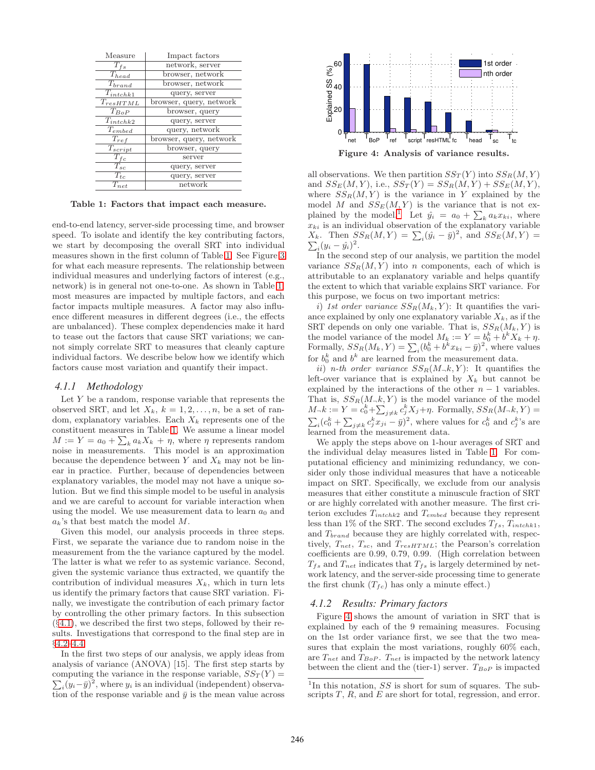| Measure | Impact factors |
|---|---|
| $T_{fs}$ | network, server |
| $T_{head}$ | browser, network |
| $T_{brand}$ | browser, network |
| $T_{intchk1}$ | query, server |
| $T_{resHTML}$ | browser, query, network |
| $T_{BoP}$ | browser, query |
| $T_{intchk2}$ | query, server |
| $T_{embed}$ | query, network |
| $T_{ref}$ | browser, query, network |
| $T_{script}$ | browser, query |
| $T_{fc}$ | server |
| $T_{sc}$ | query, server |
| $T_{tc}$ | query, server |
| $T_{net}$ | network |

**Table 1: Factors that impact each measure.**

end-to-end latency, server-side processing time, and browser speed. To isolate and identify the key contributing factors, we start by decomposing the overall SRT into individual measures shown in the first column of Table 1. See Figure 3 for what each measure represents. The relationship between individual measures and underlying factors of interest (e.g., network) is in general not one-to-one. As shown in Table 1, most measures are impacted by multiple factors, and each factor impacts multiple measures. A factor may also influence different measures in different degrees (i.e., the effects are unbalanced). These complex dependencies make it hard to tease out the factors that cause SRT variations; we cannot simply correlate SRT to measures that cleanly capture individual factors. We describe below how we identify which factors cause most variation and quantify their impact.

### 4.1.1 Methodology

Let $Y$ be a random, response variable that represents the observed SRT, and let $X_k$, $k = 1, 2, \ldots, n$, be a set of random, explanatory variables. Each $X_k$ represents one of the constituent measures in Table 1. We assume a linear model $M := Y = a_0 + \sum_k a_k X_k + \eta$, where $\eta$ represents random noise in measurements. This model is an approximation because the dependence between $Y$ and $X_k$ may not be linear in practice. Further, because of dependencies between explanatory variables, the model may not have a unique solution. But we find this simple model to be useful in analysis and we are careful to account for variable interaction when using the model. We use measurement data to learn $a_0$ and $a_k$'s that best match the model $M$.

Given this model, our analysis proceeds in three steps. First, we separate the variance due to random noise in the measurement from the the variance captured by the model. The latter is what we refer to as systemic variance. Second, given the systemic variance thus extracted, we quantify the contribution of individual measures $X_k$, which in turn lets us identify the primary factors that cause SRT variation. Finally, we investigate the contribution of each primary factor by controlling the other primary factors. In this subsection (§4.1), we described the first two steps, followed by their results. Investigations that correspond to the final step are in §4.2–4.4.

In the first two steps of our analysis, we apply ideas from analysis of variance (ANOVA) [15]. The first step starts by computing the variance in the response variable, $SS_T(Y) = \sum_i (y_i - \bar{y})^2$, where $y_i$ is an individual (independent) observation of the response variable and $\bar{y}$ is the mean value across all observations. We then partition $SS_T(Y)$ into $SS_R(M, Y)$ and $SS_E(M, Y)$, i.e., $SS_T(Y) = SS_R(M, Y) + SS_E(M, Y)$, where $SS_R(M, Y)$ is the variance in $Y$ explained by the model $M$ and $SS_E(M, Y)$ is the variance that is not explained by the model.[1] Let $\hat{y}_i = a_0 + \sum_k a_k x_{ki}$, where $x_{ki}$ is an individual observation of the explanatory variable $X_k$. Then $SS_R(M, Y) = \sum_i (\hat{y}_i - \bar{y})^2$, and $SS_E(M, Y) = \sum_i (y_i - \hat{y}_i)^2$.

In the second step of our analysis, we partition the model variance $SS_R(M, Y)$ into $n$ components, each of which is attributable to an explanatory variable and helps quantify the extent to which that variable explains SRT variance. For this purpose, we focus on two important metrics:

*i) 1st order variance $SS_R(M_k, Y)$*: It quantifies the variance explained by only one explanatory variable $X_k$, as if the SRT depends on only one variable. That is, $SS_R(M_k, Y)$ is the model variance of the model $M_k := Y = b_0^k + b^k X_k + \eta$. Formally, $SS_R(M_k, Y) = \sum_i (b_0^k + b^k x_{ki} - \bar{y})^2$, where values for $b_0^k$ and $b^k$ are learned from the measurement data.

*ii) n-th order variance $SS_R(M_{\neg}k, Y)$*: It quantifies the left-over variance that is explained by $X_k$ but cannot be explained by the interactions of the other $n-1$ variables. That is, $SS_R(M_{\neg}k, Y)$ is the model variance of the model $M_{\neg}k := Y = c_0^k + \sum_{j \neq k} c_j^k X_j + \eta$. Formally, $SS_R(M_{\neg}k, Y) = \sum_i (c_0^k + \sum_{j \neq k} c_j^k x_{ji} - \bar{y})^2$, where values for $c_0^k$ and $c_j^k$'s are learned from the measurement data.

We apply the steps above on 1-hour averages of SRT and the individual delay measures listed in Table 1. For computational efficiency and minimizing redundancy, we consider only those individual measures that have a noticeable impact on SRT. Specifically, we exclude from our analysis measures that either constitute a minuscule fraction of SRT or are highly correlated with another measure. The first criterion excludes $T_{intchk2}$ and $T_{embed}$ because they represent less than 1% of the SRT. The second excludes $T_{fs}$, $T_{intchk1}$, and $T_{brand}$ because they are highly correlated with, respectively, $T_{net}$, $T_{sc}$, and $T_{resHTML}$; the Pearson's correlation coefficients are 0.99, 0.79, 0.99. (High correlation between $T_{fs}$ and $T_{net}$ indicates that $T_{fs}$ is largely determined by network latency, and the server-side processing time to generate the first chunk ($T_{fc}$) has only a minute effect.)

**Figure 4: Analysis of variance results.**

### 4.1.2 Results: Primary factors

Figure 4 shows the amount of variation in SRT that is explained by each of the 9 remaining measures. Focusing on the 1st order variance first, we see that the two measures that explain the most variations, roughly 60% each, are $T_{net}$ and $T_{BoP}$. $T_{net}$ is impacted by the network latency between the client and the (tier-1) server. $T_{BoP}$ is impacted

[1] In this notation, $SS$ is short for sum of squares. The subscripts $T$, $R$, and $E$ are short for total, regression, and error.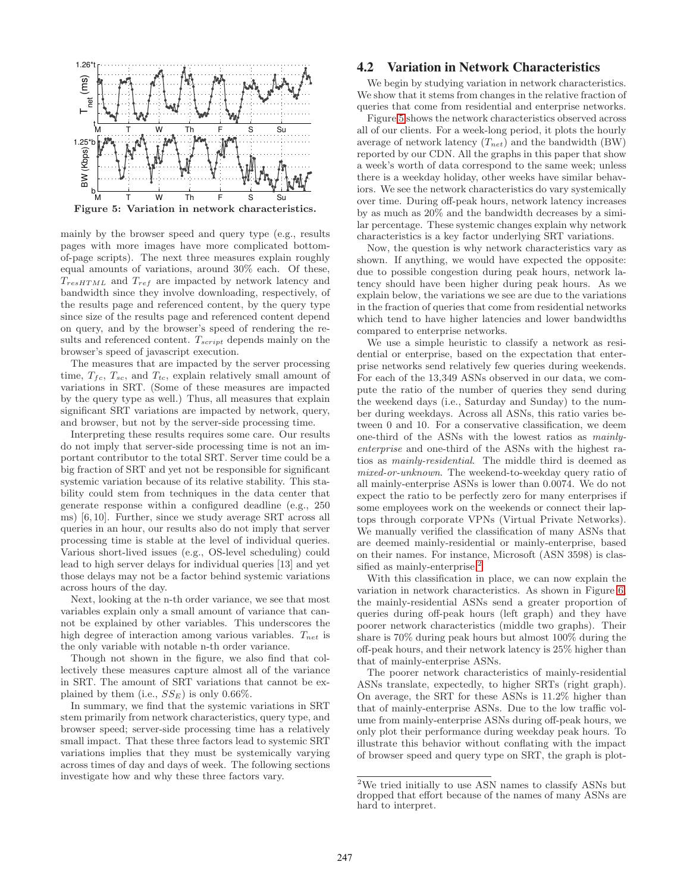Figure 5: Variation in network characteristics.

mainly by the browser speed and query type (e.g., results pages with more images have more complicated bottom-of-page scripts). The next three measures explain roughly equal amounts of variations, around 30% each. Of these, $T_{resHTML}$ and $T_{ref}$ are impacted by network latency and bandwidth since they involve downloading, respectively, of the results page and referenced content, by the query type since size of the results page and referenced content depend on query, and by the browser's speed of rendering the results and referenced content. $T_{script}$ depends mainly on the browser's speed of javascript execution.

The measures that are impacted by the server processing time, $T_{fc}$, $T_{sc}$, and $T_{tc}$, explain relatively small amount of variations in SRT. (Some of these measures are impacted by the query type as well.) Thus, all measures that explain significant SRT variations are impacted by network, query, and browser, but not by the server-side processing time.

Interpreting these results requires some care. Our results do not imply that server-side processing time is not an important contributor to the total SRT. Server time could be a big fraction of SRT and yet not be responsible for significant systemic variation because of its relative stability. This stability could stem from techniques in the data center that generate response within a configured deadline (e.g., 250 ms) [6, 10]. Further, since we study average SRT across all queries in an hour, our results also do not imply that server processing time is stable at the level of individual queries. Various short-lived issues (e.g., OS-level scheduling) could lead to high server delays for individual queries [13] and yet those delays may not be a factor behind systemic variations across hours of the day.

Next, looking at the n-th order variance, we see that most variables explain only a small amount of variance that cannot be explained by other variables. This underscores the high degree of interaction among various variables. $T_{net}$ is the only variable with notable n-th order variance.

Though not shown in the figure, we also find that collectively these measures capture almost all of the variance in SRT. The amount of SRT variations that cannot be explained by them (i.e., $SS_E$) is only 0.66%.

In summary, we find that the systemic variations in SRT stem primarily from network characteristics, query type, and browser speed; server-side processing time has a relatively small impact. That these three factors lead to systemic SRT variations implies that they must be systemically varying across times of day and days of week. The following sections investigate how and why these three factors vary.

## 4.2 Variation in Network Characteristics

We begin by studying variation in network characteristics. We show that it stems from changes in the relative fraction of queries that come from residential and enterprise networks.

Figure 5 shows the network characteristics observed across all of our clients. For a week-long period, it plots the hourly average of network latency ($T_{net}$) and the bandwidth (BW) reported by our CDN. All the graphs in this paper that show a week's worth of data correspond to the same week; unless there is a weekday holiday, other weeks have similar behaviors. We see the network characteristics do vary systemically over time. During off-peak hours, network latency increases by as much as 20% and the bandwidth decreases by a similar percentage. These systemic changes explain why network characteristics is a key factor underlying SRT variations.

Now, the question is why network characteristics vary as shown. If anything, we would have expected the opposite: due to possible congestion during peak hours, network latency should have been higher during peak hours. As we explain below, the variations we see are due to the variations in the fraction of queries that come from residential networks which tend to have higher latencies and lower bandwidths compared to enterprise networks.

We use a simple heuristic to classify a network as residential or enterprise, based on the expectation that enterprise networks send relatively few queries during weekends. For each of the 13,349 ASNs observed in our data, we compute the ratio of the number of queries they send during the weekend days (i.e., Saturday and Sunday) to the number during weekdays. Across all ASNs, this ratio varies between 0 and 10. For a conservative classification, we deem one-third of the ASNs with the lowest ratios as *mainly-enterprise* and one-third of the ASNs with the highest ratios as *mainly-residential*. The middle third is deemed as *mixed-or-unknown*. The weekend-to-weekday query ratio of all mainly-enterprise ASNs is lower than 0.0074. We do not expect the ratio to be perfectly zero for many enterprises if some employees work on the weekends or connect their laptops through corporate VPNs (Virtual Private Networks). We manually verified the classification of many ASNs that are deemed mainly-residential or mainly-enterprise, based on their names. For instance, Microsoft (ASN 3598) is classified as mainly-enterprise.[2]

With this classification in place, we can now explain the variation in network characteristics. As shown in Figure 6, the mainly-residential ASNs send a greater proportion of queries during off-peak hours (left graph) and they have poorer network characteristics (middle two graphs). Their share is 70% during peak hours but almost 100% during the off-peak hours, and their network latency is 25% higher than that of mainly-enterprise ASNs.

The poorer network characteristics of mainly-residential ASNs translate, expectedly, to higher SRTs (right graph). On average, the SRT for these ASNs is 11.2% higher than that of mainly-enterprise ASNs. Due to the low traffic volume from mainly-enterprise ASNs during off-peak hours, we only plot their performance during weekday peak hours. To illustrate this behavior without conflating with the impact of browser speed and query type on SRT, the graph is plot-

[2] We tried initially to use ASN names to classify ASNs but dropped that effort because of the names of many ASNs are hard to interpret.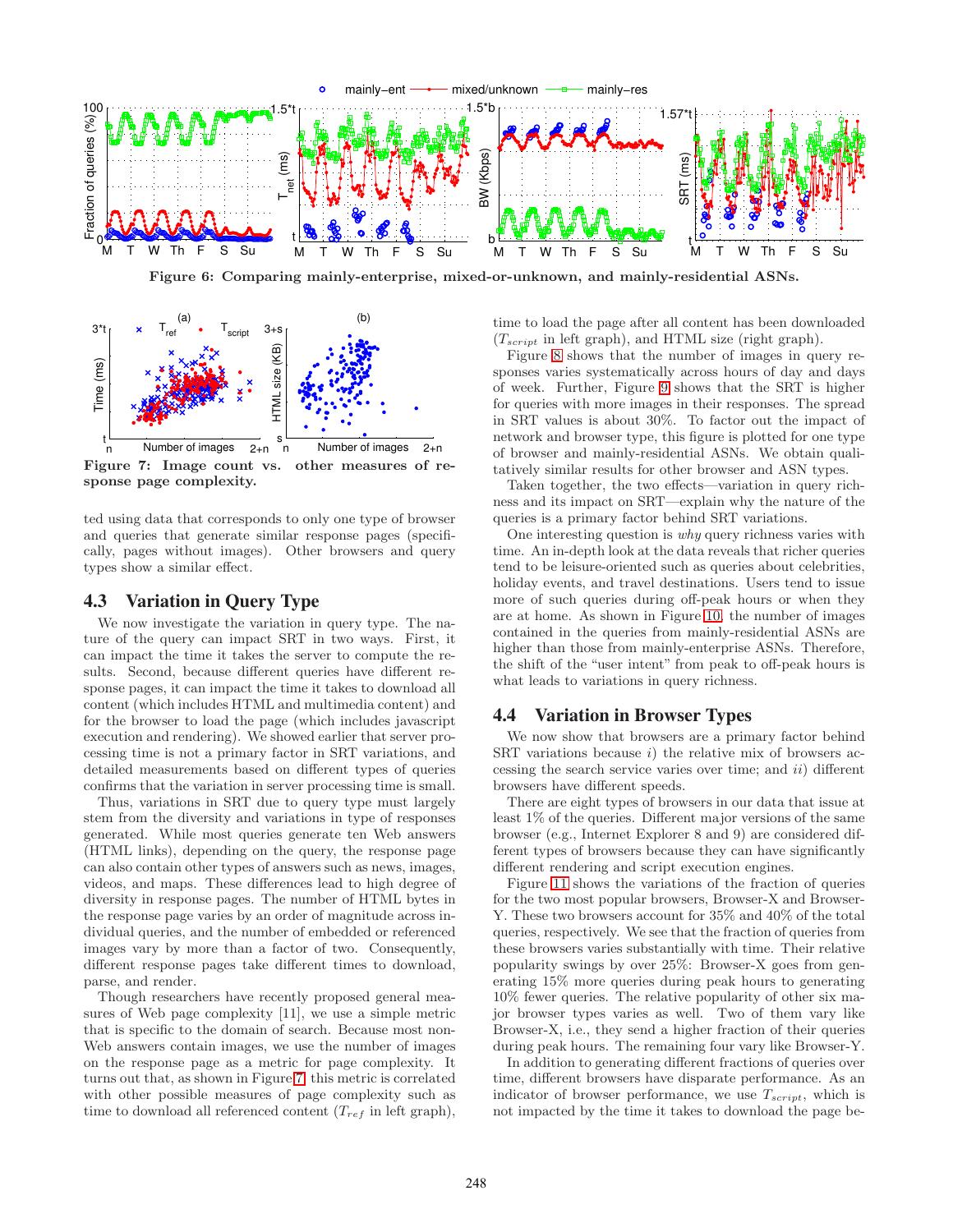**Figure 6: Comparing mainly-enterprise, mixed-or-unknown, and mainly-residential ASNs.**

**Figure 7: Image count vs. other measures of response page complexity.**

ted using data that corresponds to only one type of browser and queries that generate similar response pages (specifically, pages without images). Other browsers and query types show a similar effect.

## 4.3 Variation in Query Type

We now investigate the variation in query type. The nature of the query can impact SRT in two ways. First, it can impact the time it takes the server to compute the results. Second, because different queries have different response pages, it can impact the time it takes to download all content (which includes HTML and multimedia content) and for the browser to load the page (which includes javascript execution and rendering). We showed earlier that server processing time is not a primary factor in SRT variations, and detailed measurements based on different types of queries confirms that the variation in server processing time is small.

Thus, variations in SRT due to query type must largely stem from the diversity and variations in type of responses generated. While most queries generate ten Web answers (HTML links), depending on the query, the response page can also contain other types of answers such as news, images, videos, and maps. These differences lead to high degree of diversity in response pages. The number of HTML bytes in the response page varies by an order of magnitude across individual queries, and the number of embedded or referenced images vary by more than a factor of two. Consequently, different response pages take different times to download, parse, and render.

Though researchers have recently proposed general measures of Web page complexity [11], we use a simple metric that is specific to the domain of search. Because most non-Web answers contain images, we use the number of images on the response page as a metric for page complexity. It turns out that, as shown in Figure 7, this metric is correlated with other possible measures of page complexity such as time to download all referenced content ($T_{ref}$ in left graph), time to load the page after all content has been downloaded ($T_{script}$ in left graph), and HTML size (right graph).

Figure 8 shows that the number of images in query responses varies systematically across hours of day and days of week. Further, Figure 9 shows that the SRT is higher for queries with more images in their responses. The spread in SRT values is about 30%. To factor out the impact of network and browser type, this figure is plotted for one type of browser and mainly-residential ASNs. We obtain qualitatively similar results for other browser and ASN types.

Taken together, the two effects—variation in query richness and its impact on SRT—explain why the nature of the queries is a primary factor behind SRT variations.

One interesting question is *why* query richness varies with time. An in-depth look at the data reveals that richer queries tend to be leisure-oriented such as queries about celebrities, holiday events, and travel destinations. Users tend to issue more of such queries during off-peak hours or when they are at home. As shown in Figure 10, the number of images contained in the queries from mainly-residential ASNs are higher than those from mainly-enterprise ASNs. Therefore, the shift of the "user intent" from peak to off-peak hours is what leads to variations in query richness.

## 4.4 Variation in Browser Types

We now show that browsers are a primary factor behind SRT variations because *i*) the relative mix of browsers accessing the search service varies over time; and *ii*) different browsers have different speeds.

There are eight types of browsers in our data that issue at least 1% of the queries. Different major versions of the same browser (e.g., Internet Explorer 8 and 9) are considered different types of browsers because they can have significantly different rendering and script execution engines.

Figure 11 shows the variations of the fraction of queries for the two most popular browsers, Browser-X and Browser-Y. These two browsers account for 35% and 40% of the total queries, respectively. We see that the fraction of queries from these browsers varies substantially with time. Their relative popularity swings by over 25%: Browser-X goes from generating 15% more queries during peak hours to generating 10% fewer queries. The relative popularity of other six major browser types varies as well. Two of them vary like Browser-X, i.e., they send a higher fraction of their queries during peak hours. The remaining four vary like Browser-Y.

In addition to generating different fractions of queries over time, different browsers have disparate performance. As an indicator of browser performance, we use $T_{script}$, which is not impacted by the time it takes to download the page be-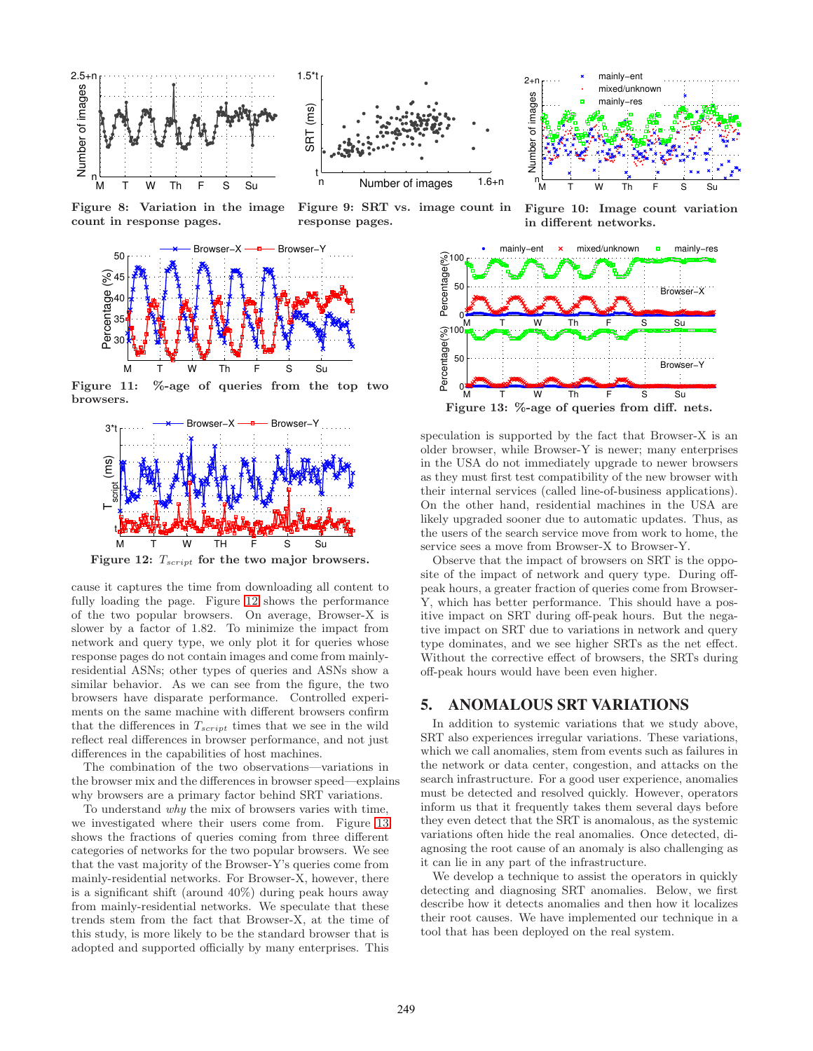Figure 8: Variation in the image count in response pages.

Figure 9: SRT vs. image count in response pages.

Figure 10: Image count variation in different networks.

Figure 11: %-age of queries from the top two browsers.

Figure 12: $T_{script}$ for the two major browsers.

Figure 13: %-age of queries from diff. nets.

cause it captures the time from downloading all content to fully loading the page. Figure 12 shows the performance of the two popular browsers. On average, Browser-X is slower by a factor of 1.82. To minimize the impact from network and query type, we only plot it for queries whose response pages do not contain images and come from mainly-residential ASNs; other types of queries and ASNs show a similar behavior. As we can see from the figure, the two browsers have disparate performance. Controlled experiments on the same machine with different browsers confirm that the differences in $T_{script}$ times that we see in the wild reflect real differences in browser performance, and not just differences in the capabilities of host machines.

The combination of the two observations—variations in the browser mix and the differences in browser speed—explains why browsers are a primary factor behind SRT variations.

To understand *why* the mix of browsers varies with time, we investigated where their users come from. Figure 13 shows the fractions of queries coming from three different categories of networks for the two popular browsers. We see that the vast majority of the Browser-Y's queries come from mainly-residential networks. For Browser-X, however, there is a significant shift (around 40%) during peak hours away from mainly-residential networks. We speculate that these trends stem from the fact that Browser-X, at the time of this study, is more likely to be the standard browser that is adopted and supported officially by many enterprises. This speculation is supported by the fact that Browser-X is an older browser, while Browser-Y is newer; many enterprises in the USA do not immediately upgrade to newer browsers as they must first test compatibility of the new browser with their internal services (called line-of-business applications). On the other hand, residential machines in the USA are likely upgraded sooner due to automatic updates. Thus, as the users of the search service move from work to home, the service sees a move from Browser-X to Browser-Y.

Observe that the impact of browsers on SRT is the opposite of the impact of network and query type. During off-peak hours, a greater fraction of queries come from Browser-Y, which has better performance. This should have a positive impact on SRT during off-peak hours. But the negative impact on SRT due to variations in network and query type dominates, and we see higher SRTs as the net effect. Without the corrective effect of browsers, the SRTs during off-peak hours would have been even higher.

## 5. ANOMALOUS SRT VARIATIONS

In addition to systemic variations that we study above, SRT also experiences irregular variations. These variations, which we call anomalies, stem from events such as failures in the network or data center, congestion, and attacks on the search infrastructure. For a good user experience, anomalies must be detected and resolved quickly. However, operators inform us that it frequently takes them several days before they even detect that the SRT is anomalous, as the systemic variations often hide the real anomalies. Once detected, diagnosing the root cause of an anomaly is also challenging as it can lie in any part of the infrastructure.

We develop a technique to assist the operators in quickly detecting and diagnosing SRT anomalies. Below, we first describe how it detects anomalies and then how it localizes their root causes. We have implemented our technique in a tool that has been deployed on the real system.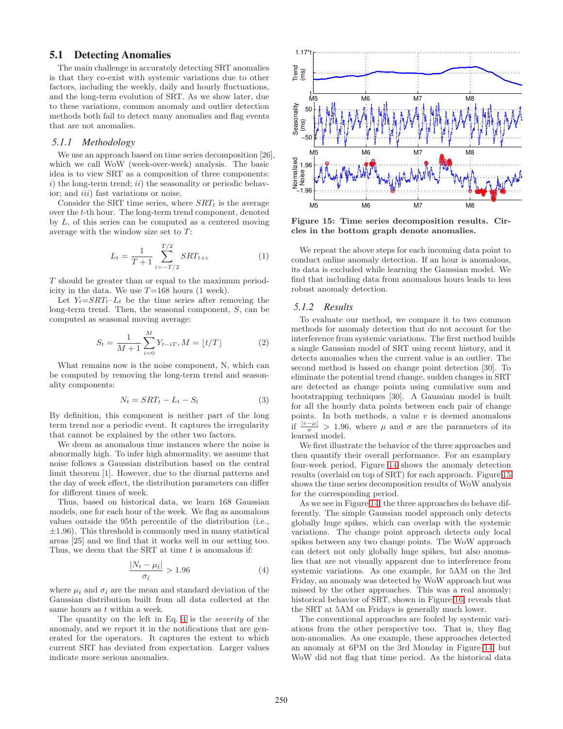### 5.1 Detecting Anomalies

The main challenge in accurately detecting SRT anomalies is that they co-exist with systemic variations due to other factors, including the weekly, daily and hourly fluctuations, and the long-term evolution of SRT. As we show later, due to these variations, common anomaly and outlier detection methods both fail to detect many anomalies and flag events that are not anomalies.

#### 5.1.1 Methodology

We use an approach based on time series decomposition [26], which we call WoW (week-over-week) analysis. The basic idea is to view SRT as a composition of three components: *i*) the long-term trend; *ii*) the seasonality or periodic behavior; and *iii*) fast variations or noise.

Consider the SRT time series, where $SRT_t$ is the average over the $t$-th hour. The long-term trend component, denoted by $L$, of this series can be computed as a centered moving average with the window size set to $T$:

$$L_t = \frac{1}{T+1} \sum_{i=-T/2}^{T/2} SRT_{t+i} \quad (1)$$

$T$ should be greater than or equal to the maximum periodicity in the data. We use $T$=168 hours (1 week).

Let $Y_t = SRT_t - L_t$ be the time series after removing the long-term trend. Then, the seasonal component, $S$, can be computed as seasonal moving average:

$$S_t = \frac{1}{M+1} \sum_{i=0}^{M} Y_{t-iT}, M = \lfloor t/T \rfloor \quad (2)$$

What remains now is the noise component, N, which can be computed by removing the long-term trend and seasonality components:

$$N_t = SRT_t - L_t - S_t \quad (3)$$

By definition, this component is neither part of the long term trend nor a periodic event. It captures the irregularity that cannot be explained by the other two factors.

We deem as anomalous time instances where the noise is abnormally high. To infer high abnormality, we assume that noise follows a Gaussian distribution based on the central limit theorem [1]. However, due to the diurnal patterns and the day of week effect, the distribution parameters can differ for different times of week.

Thus, based on historical data, we learn 168 Gaussian models, one for each hour of the week. We flag as anomalous values outside the 95th percentile of the distribution (i.e., $\pm 1.96$). This threshold is commonly used in many statistical areas [25] and we find that it works well in our setting too. Thus, we deem that the SRT at time $t$ is anomalous if:

$$\frac{|N_t - \mu_{\hat{t}}|}{\sigma_{\hat{t}}} > 1.96 \quad (4)$$

where $\mu_{\hat{t}}$ and $\sigma_{\hat{t}}$ are the mean and standard deviation of the Gaussian distribution built from all data collected at the same hours as $t$ within a week.

The quantity on the left in Eq. 4 is the *severity* of the anomaly, and we report it in the notifications that are generated for the operators. It captures the extent to which current SRT has deviated from expectation. Larger values indicate more serious anomalies.

**Figure 15: Time series decomposition results. Circles in the bottom graph denote anomalies.**

We repeat the above steps for each incoming data point to conduct online anomaly detection. If an hour is anomalous, its data is excluded while learning the Gaussian model. We find that including data from anomalous hours leads to less robust anomaly detection.

#### 5.1.2 Results

To evaluate our method, we compare it to two common methods for anomaly detection that do not account for the interference from systemic variations. The first method builds a single Gaussian model of SRT using recent history, and it detects anomalies when the current value is an outlier. The second method is based on change point detection [30]. To eliminate the potential trend change, sudden changes in SRT are detected as change points using cumulative sum and bootstrapping techniques [30]. A Gaussian model is built for all the hourly data points between each pair of change points. In both methods, a value $v$ is deemed anomalous if $\frac{|v-\mu|}{\sigma} > 1.96$, where $\mu$ and $\sigma$ are the parameters of its learned model.

We first illustrate the behavior of the three approaches and then quantify their overall performance. For an examplary four-week period, Figure 14 shows the anomaly detection results (overlaid on top of SRT) for each approach. Figure 15 shows the time series decomposition results of WoW analysis for the corresponding period.

As we see in Figure 14, the three approaches do behave differently. The simple Gaussian model approach only detects globally huge spikes, which can overlap with the systemic variations. The change point approach detects only local spikes between any two change points. The WoW approach can detect not only globally huge spikes, but also anomalies that are not visually apparent due to interference from systemic variations. As one example, for 5AM on the 3rd Friday, an anomaly was detected by WoW approach but was missed by the other approaches. This was a real anomaly; historical behavior of SRT, shown in Figure 16, reveals that the SRT at 5AM on Fridays is generally much lower.

The conventional approaches are fooled by systemic variations from the other perspective too. That is, they flag non-anomalies. As one example, these approaches detected an anomaly at 6PM on the 3rd Monday in Figure 14, but WoW did not flag that time period. As the historical data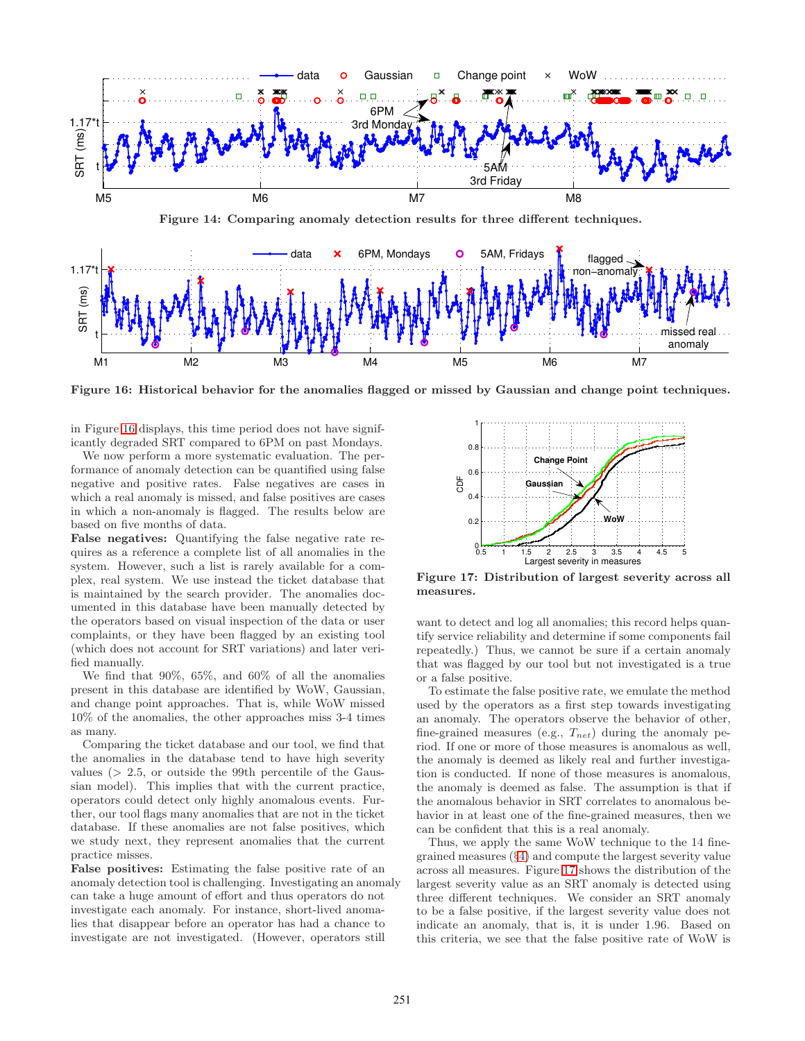Figure 14: Comparing anomaly detection results for three different techniques.

Figure 16: Historical behavior for the anomalies flagged or missed by Gaussian and change point techniques.

in Figure 16 displays, this time period does not have significantly degraded SRT compared to 6PM on past Mondays.

We now perform a more systematic evaluation. The performance of anomaly detection can be quantified using false negative and positive rates. False negatives are cases in which a real anomaly is missed, and false positives are cases in which a non-anomaly is flagged. The results below are based on five months of data.

**False negatives:** Quantifying the false negative rate requires as a reference a complete list of all anomalies in the system. However, such a list is rarely available for a complex, real system. We use instead the ticket database that is maintained by the search provider. The anomalies documented in this database have been manually detected by the operators based on visual inspection of the data or user complaints, or they have been flagged by an existing tool (which does not account for SRT variations) and later verified manually.

We find that 90%, 65%, and 60% of all the anomalies present in this database are identified by WoW, Gaussian, and change point approaches. That is, while WoW missed 10% of the anomalies, the other approaches miss 3-4 times as many.

Comparing the ticket database and our tool, we find that the anomalies in the database tend to have high severity values (> 2.5, or outside the 99th percentile of the Gaussian model). This implies that with the current practice, operators could detect only highly anomalous events. Further, our tool flags many anomalies that are not in the ticket database. If these anomalies are not false positives, which we study next, they represent anomalies that the current practice misses.

**False positives:** Estimating the false positive rate of an anomaly detection tool is challenging. Investigating an anomaly can take a huge amount of effort and thus operators do not investigate each anomaly. For instance, short-lived anomalies that disappear before an operator has had a chance to investigate are not investigated. (However, operators still want to detect and log all anomalies; this record helps quantify service reliability and determine if some components fail repeatedly.) Thus, we cannot be sure if a certain anomaly that was flagged by our tool but not investigated is a true or a false positive.

Figure 17: Distribution of largest severity across all measures.

To estimate the false positive rate, we emulate the method used by the operators as a first step towards investigating an anomaly. The operators observe the behavior of other, fine-grained measures (e.g., $T_{net}$) during the anomaly period. If one or more of those measures is anomalous as well, the anomaly is deemed as likely real and further investigation is conducted. If none of those measures is anomalous, the anomaly is deemed as false. The assumption is that if the anomalous behavior in SRT correlates to anomalous behavior in at least one of the fine-grained measures, then we can be confident that this is a real anomaly.

Thus, we apply the same WoW technique to the 14 fine-grained measures (§4) and compute the largest severity value across all measures. Figure 17 shows the distribution of the largest severity value as an SRT anomaly is detected using three different techniques. We consider an SRT anomaly to be a false positive, if the largest severity value does not indicate an anomaly, that is, it is under 1.96. Based on this criteria, we see that the false positive rate of WoW is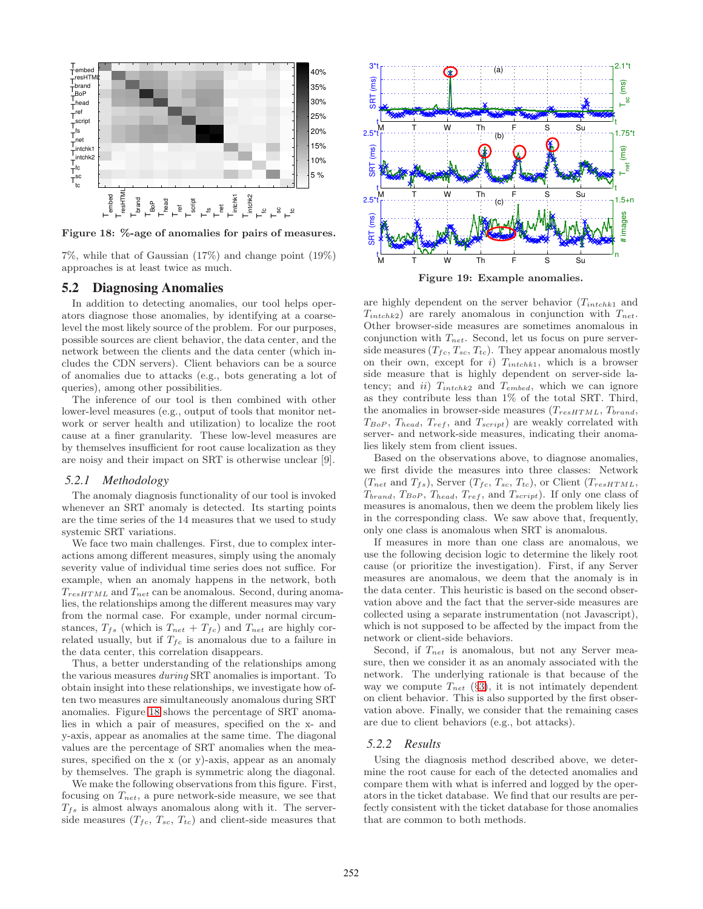Figure 18: %-age of anomalies for pairs of measures.

7%, while that of Gaussian (17%) and change point (19%) approaches is at least twice as much.

## 5.2 Diagnosing Anomalies

In addition to detecting anomalies, our tool helps operators diagnose those anomalies, by identifying at a coarse-level the most likely source of the problem. For our purposes, possible sources are client behavior, the data center, and the network between the clients and the data center (which includes the CDN servers). Client behaviors can be a source of anomalies due to attacks (e.g., bots generating a lot of queries), among other possibilities.

The inference of our tool is then combined with other lower-level measures (e.g., output of tools that monitor network or server health and utilization) to localize the root cause at a finer granularity. These low-level measures are by themselves insufficient for root cause localization as they are noisy and their impact on SRT is otherwise unclear [9].

### *5.2.1 Methodology*

The anomaly diagnosis functionality of our tool is invoked whenever an SRT anomaly is detected. Its starting points are the time series of the 14 measures that we used to study systemic SRT variations.

We face two main challenges. First, due to complex interactions among different measures, simply using the anomaly severity value of individual time series does not suffice. For example, when an anomaly happens in the network, both $T_{resHTML}$ and $T_{net}$ can be anomalous. Second, during anomalies, the relationships among the different measures may vary from the normal case. For example, under normal circumstances, $T_{fs}$ (which is $T_{net}$ + $T_{fc}$) and $T_{net}$ are highly correlated usually, but if $T_{fc}$ is anomalous due to a failure in the data center, this correlation disappears.

Thus, a better understanding of the relationships among the various measures *during* SRT anomalies is important. To obtain insight into these relationships, we investigate how often two measures are simultaneously anomalous during SRT anomalies. Figure 18 shows the percentage of SRT anomalies in which a pair of measures, specified on the x- and y-axis, appear as anomalies at the same time. The diagonal values are the percentage of SRT anomalies when the measures, specified on the x (or y)-axis, appear as an anomaly by themselves. The graph is symmetric along the diagonal.

We make the following observations from this figure. First, focusing on $T_{net}$, a pure network-side measure, we see that $T_{fs}$ is almost always anomalous along with it. The server-side measures ($T_{fc}$, $T_{sc}$, $T_{tc}$) and client-side measures that are highly dependent on the server behavior ($T_{intchk1}$ and $T_{intchk2}$) are rarely anomalous in conjunction with $T_{net}$. Other browser-side measures are sometimes anomalous in conjunction with $T_{net}$. Second, let us focus on pure server-side measures ($T_{fc}$, $T_{sc}$, $T_{tc}$). They appear anomalous mostly on their own, except for *i)* $T_{intchk1}$, which is a browser side measure that is highly dependent on server-side latency; and *ii)* $T_{intchk2}$ and $T_{embed}$, which we can ignore as they contribute less than 1% of the total SRT. Third, the anomalies in browser-side measures ($T_{resHTML}$, $T_{brand}$, $T_{BoP}$, $T_{head}$, $T_{ref}$, and $T_{script}$) are weakly correlated with server- and network-side measures, indicating their anomalies likely stem from client issues.

Based on the observations above, to diagnose anomalies, we first divide the measures into three classes: Network ($T_{net}$ and $T_{fs}$), Server ($T_{fc}$, $T_{sc}$, $T_{tc}$), or Client ($T_{resHTML}$, $T_{brand}$, $T_{BoP}$, $T_{head}$, $T_{ref}$, and $T_{script}$). If only one class of measures is anomalous, then we deem the problem likely lies in the corresponding class. We saw above that, frequently, only one class is anomalous when SRT is anomalous.

If measures in more than one class are anomalous, we use the following decision logic to determine the likely root cause (or prioritize the investigation). First, if any Server measures are anomalous, we deem that the anomaly is in the data center. This heuristic is based on the second observation above and the fact that the server-side measures are collected using a separate instrumentation (not Javascript), which is not supposed to be affected by the impact from the network or client-side behaviors.

Second, if $T_{net}$ is anomalous, but not any Server measure, then we consider it as an anomaly associated with the network. The underlying rationale is that because of the way we compute $T_{net}$ (§3), it is not intimately dependent on client behavior. This is also supported by the first observation above. Finally, we consider that the remaining cases are due to client behaviors (e.g., bot attacks).

### *5.2.2 Results*

Using the diagnosis method described above, we determine the root cause for each of the detected anomalies and compare them with what is inferred and logged by the operators in the ticket database. We find that our results are perfectly consistent with the ticket database for those anomalies that are common to both methods.

Figure 19: Example anomalies.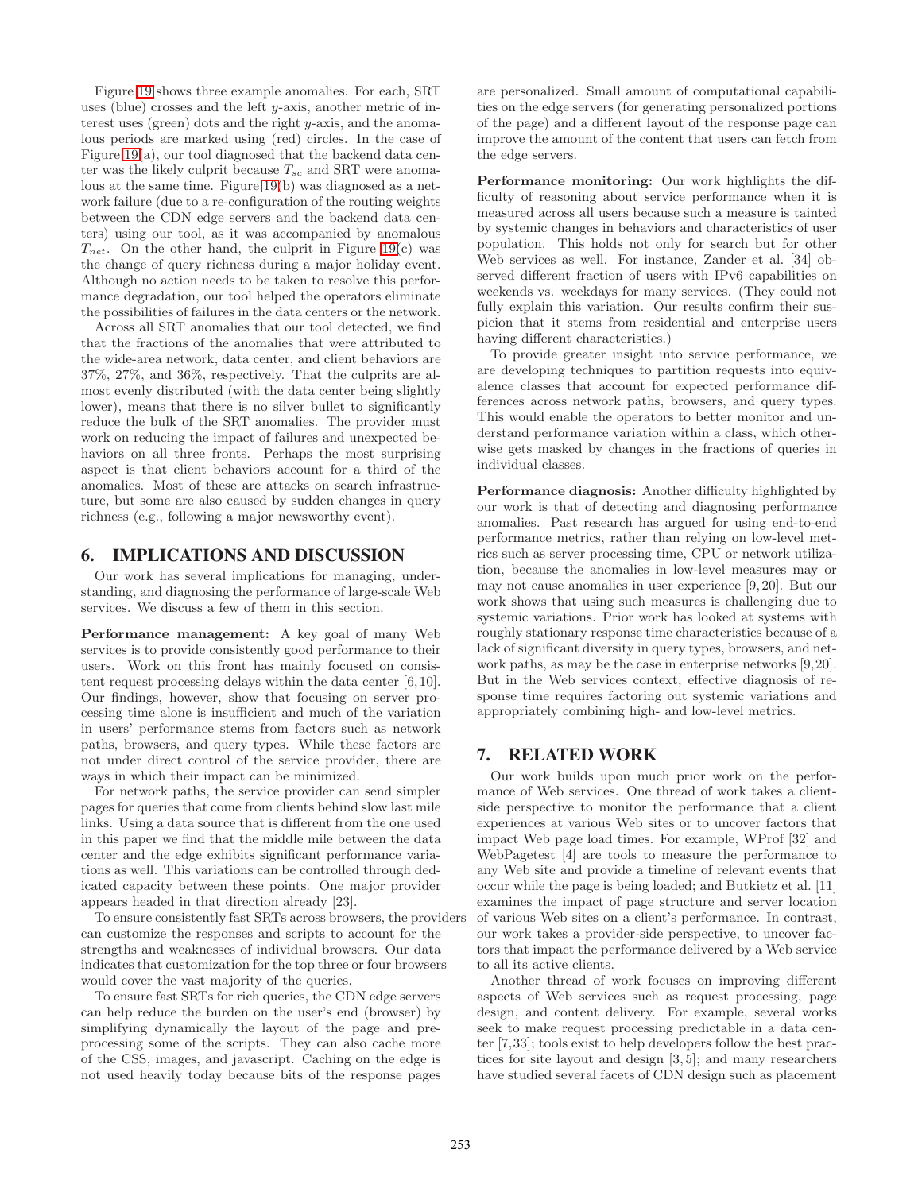Figure 19 shows three example anomalies. For each, SRT uses (blue) crosses and the left $y$-axis, another metric of interest uses (green) dots and the right $y$-axis, and the anomalous periods are marked using (red) circles. In the case of Figure 19(a), our tool diagnosed that the backend data center was the likely culprit because $T_{sc}$ and SRT were anomalous at the same time. Figure 19(b) was diagnosed as a network failure (due to a re-configuration of the routing weights between the CDN edge servers and the backend data centers) using our tool, as it was accompanied by anomalous $T_{net}$. On the other hand, the culprit in Figure 19(c) was the change of query richness during a major holiday event. Although no action needs to be taken to resolve this performance degradation, our tool helped the operators eliminate the possibilities of failures in the data centers or the network.

Across all SRT anomalies that our tool detected, we find that the fractions of the anomalies that were attributed to the wide-area network, data center, and client behaviors are 37%, 27%, and 36%, respectively. That the culprits are almost evenly distributed (with the data center being slightly lower), means that there is no silver bullet to significantly reduce the bulk of the SRT anomalies. The provider must work on reducing the impact of failures and unexpected behaviors on all three fronts. Perhaps the most surprising aspect is that client behaviors account for a third of the anomalies. Most of these are attacks on search infrastructure, but some are also caused by sudden changes in query richness (e.g., following a major newsworthy event).

## 6. IMPLICATIONS AND DISCUSSION

Our work has several implications for managing, understanding, and diagnosing the performance of large-scale Web services. We discuss a few of them in this section.

**Performance management:** A key goal of many Web services is to provide consistently good performance to their users. Work on this front has mainly focused on consistent request processing delays within the data center [6,10]. Our findings, however, show that focusing on server processing time alone is insufficient and much of the variation in users' performance stems from factors such as network paths, browsers, and query types. While these factors are not under direct control of the service provider, there are ways in which their impact can be minimized.

For network paths, the service provider can send simpler pages for queries that come from clients behind slow last mile links. Using a data source that is different from the one used in this paper we find that the middle mile between the data center and the edge exhibits significant performance variations as well. This variations can be controlled through dedicated capacity between these points. One major provider appears headed in that direction already [23].

To ensure consistently fast SRTs across browsers, the providers can customize the responses and scripts to account for the strengths and weaknesses of individual browsers. Our data indicates that customization for the top three or four browsers would cover the vast majority of the queries.

To ensure fast SRTs for rich queries, the CDN edge servers can help reduce the burden on the user's end (browser) by simplifying dynamically the layout of the page and preprocessing some of the scripts. They can also cache more of the CSS, images, and javascript. Caching on the edge is not used heavily today because bits of the response pages are personalized. Small amount of computational capabilities on the edge servers (for generating personalized portions of the page) and a different layout of the response page can improve the amount of the content that users can fetch from the edge servers.

**Performance monitoring:** Our work highlights the difficulty of reasoning about service performance when it is measured across all users because such a measure is tainted by systemic changes in behaviors and characteristics of user population. This holds not only for search but for other Web services as well. For instance, Zander et al. [34] observed different fraction of users with IPv6 capabilities on weekends vs. weekdays for many services. (They could not fully explain this variation. Our results confirm their suspicion that it stems from residential and enterprise users having different characteristics.)

To provide greater insight into service performance, we are developing techniques to partition requests into equivalence classes that account for expected performance differences across network paths, browsers, and query types. This would enable the operators to better monitor and understand performance variation within a class, which otherwise gets masked by changes in the fractions of queries in individual classes.

**Performance diagnosis:** Another difficulty highlighted by our work is that of detecting and diagnosing performance anomalies. Past research has argued for using end-to-end performance metrics, rather than relying on low-level metrics such as server processing time, CPU or network utilization, because the anomalies in low-level measures may or may not cause anomalies in user experience [9,20]. But our work shows that using such measures is challenging due to systemic variations. Prior work has looked at systems with roughly stationary response time characteristics because of a lack of significant diversity in query types, browsers, and network paths, as may be the case in enterprise networks [9,20]. But in the Web services context, effective diagnosis of response time requires factoring out systemic variations and appropriately combining high- and low-level metrics.

## 7. RELATED WORK

Our work builds upon much prior work on the performance of Web services. One thread of work takes a client-side perspective to monitor the performance that a client experiences at various Web sites or to uncover factors that impact Web page load times. For example, WProf [32] and WebPagetest [4] are tools to measure the performance to any Web site and provide a timeline of relevant events that occur while the page is being loaded; and Butkietz et al. [11] examines the impact of page structure and server location of various Web sites on a client's performance. In contrast, our work takes a provider-side perspective, to uncover factors that impact the performance delivered by a Web service to all its active clients.

Another thread of work focuses on improving different aspects of Web services such as request processing, page design, and content delivery. For example, several works seek to make request processing predictable in a data center [7,33]; tools exist to help developers follow the best practices for site layout and design [3,5]; and many researchers have studied several facets of CDN design such as placement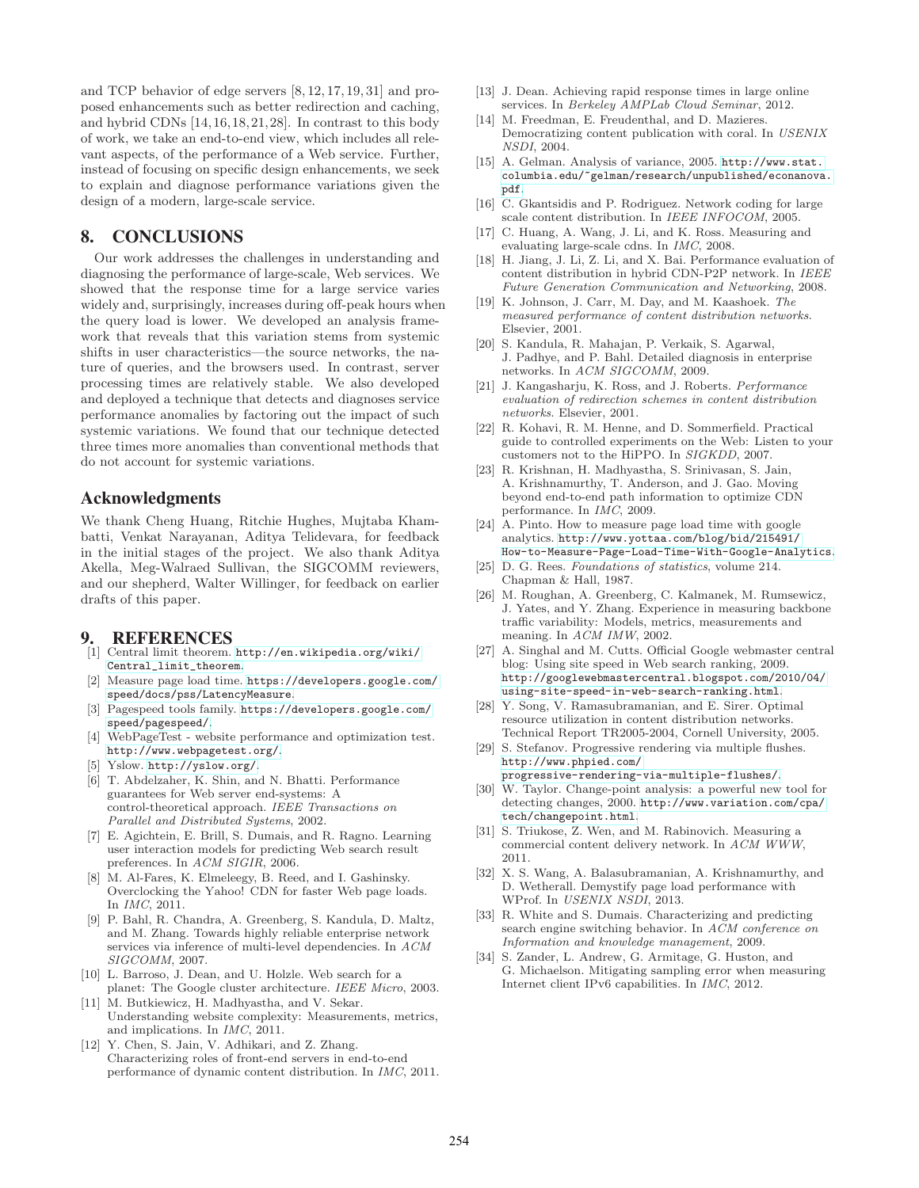and TCP behavior of edge servers [8, 12, 17, 19, 31] and proposed enhancements such as better redirection and caching, and hybrid CDNs [14, 16, 18, 21, 28]. In contrast to this body of work, we take an end-to-end view, which includes all relevant aspects, of the performance of a Web service. Further, instead of focusing on specific design enhancements, we seek to explain and diagnose performance variations given the design of a modern, large-scale service.

## 8. CONCLUSIONS

Our work addresses the challenges in understanding and diagnosing the performance of large-scale, Web services. We showed that the response time for a large service varies widely and, surprisingly, increases during off-peak hours when the query load is lower. We developed an analysis framework that reveals that this variation stems from systemic shifts in user characteristics—the source networks, the nature of queries, and the browsers used. In contrast, server processing times are relatively stable. We also developed and deployed a technique that detects and diagnoses service performance anomalies by factoring out the impact of such systemic variations. We found that our technique detected three times more anomalies than conventional methods that do not account for systemic variations.

## Acknowledgments

We thank Cheng Huang, Ritchie Hughes, Mujtaba Khambatti, Venkat Narayanan, Aditya Telidevara, for feedback in the initial stages of the project. We also thank Aditya Akella, Meg-Walraed Sullivan, the SIGCOMM reviewers, and our shepherd, Walter Willinger, for feedback on earlier drafts of this paper.

## 9. REFERENCES

[1] Central limit theorem. http://en.wikipedia.org/wiki/Central_limit_theorem.

[2] Measure page load time. https://developers.google.com/speed/docs/pss/LatencyMeasure.

[3] Pagespeed tools family. https://developers.google.com/speed/pagespeed/.

[4] WebPageTest - website performance and optimization test. http://www.webpagetest.org/.

[5] Yslow. http://yslow.org/.

[6] T. Abdelzaher, K. Shin, and N. Bhatti. Performance guarantees for Web server end-systems: A control-theoretical approach. *IEEE Transactions on Parallel and Distributed Systems*, 2002.

[7] E. Agichtein, E. Brill, S. Dumais, and R. Ragno. Learning user interaction models for predicting Web search result preferences. In *ACM SIGIR*, 2006.

[8] M. Al-Fares, K. Elmeleegy, B. Reed, and I. Gashinsky. Overclocking the Yahoo! CDN for faster Web page loads. In *IMC*, 2011.

[9] P. Bahl, R. Chandra, A. Greenberg, S. Kandula, D. Maltz, and M. Zhang. Towards highly reliable enterprise network services via inference of multi-level dependencies. In *ACM SIGCOMM*, 2007.

[10] L. Barroso, J. Dean, and U. Holzle. Web search for a planet: The Google cluster architecture. *IEEE Micro*, 2003.

[11] M. Butkiewicz, H. Madhyastha, and V. Sekar. Understanding website complexity: Measurements, metrics, and implications. In *IMC*, 2011.

[12] Y. Chen, S. Jain, V. Adhikari, and Z. Zhang. Characterizing roles of front-end servers in end-to-end performance of dynamic content distribution. In *IMC*, 2011.

[13] J. Dean. Achieving rapid response times in large online services. In *Berkeley AMPLab Cloud Seminar*, 2012.

[14] M. Freedman, E. Freudenthal, and D. Mazieres. Democratizing content publication with coral. In *USENIX NSDI*, 2004.

[15] A. Gelman. Analysis of variance, 2005. http://www.stat.columbia.edu/~gelman/research/unpublished/econanova.pdf.

[16] C. Gkantsidis and P. Rodriguez. Network coding for large scale content distribution. In *IEEE INFOCOM*, 2005.

[17] C. Huang, A. Wang, J. Li, and K. Ross. Measuring and evaluating large-scale cdns. In *IMC*, 2008.

[18] H. Jiang, J. Li, Z. Li, and X. Bai. Performance evaluation of content distribution in hybrid CDN-P2P network. In *IEEE Future Generation Communication and Networking*, 2008.

[19] K. Johnson, J. Carr, M. Day, and M. Kaashoek. *The measured performance of content distribution networks*. Elsevier, 2001.

[20] S. Kandula, R. Mahajan, P. Verkaik, S. Agarwal, J. Padhye, and P. Bahl. Detailed diagnosis in enterprise networks. In *ACM SIGCOMM*, 2009.

[21] J. Kangasharju, K. Ross, and J. Roberts. *Performance evaluation of redirection schemes in content distribution networks*. Elsevier, 2001.

[22] R. Kohavi, R. M. Henne, and D. Sommerfield. Practical guide to controlled experiments on the Web: Listen to your customers not to the HiPPO. In *SIGKDD*, 2007.

[23] R. Krishnan, H. Madhyastha, S. Srinivasan, S. Jain, A. Krishnamurthy, T. Anderson, and J. Gao. Moving beyond end-to-end path information to optimize CDN performance. In *IMC*, 2009.

[24] A. Pinto. How to measure page load time with google analytics. http://www.yottaa.com/blog/bid/215491/How-to-Measure-Page-Load-Time-With-Google-Analytics.

[25] D. G. Rees. *Foundations of statistics*, volume 214. Chapman & Hall, 1987.

[26] M. Roughan, A. Greenberg, C. Kalmanek, M. Rumsewicz, J. Yates, and Y. Zhang. Experience in measuring backbone traffic variability: Models, metrics, measurements and meaning. In *ACM IMW*, 2002.

[27] A. Singhal and M. Cutts. Official Google webmaster central blog: Using site speed in Web search ranking, 2009. http://googlewebmastercentral.blogspot.com/2010/04/using-site-speed-in-web-search-ranking.html.

[28] Y. Song, V. Ramasubramanian, and E. Sirer. Optimal resource utilization in content distribution networks. Technical Report TR2005-2004, Cornell University, 2005.

[29] S. Stefanov. Progressive rendering via multiple flushes. http://www.phpied.com/progressive-rendering-via-multiple-flushes/.

[30] W. Taylor. Change-point analysis: a powerful new tool for detecting changes, 2000. http://www.variation.com/cpa/tech/changepoint.html.

[31] S. Triukose, Z. Wen, and M. Rabinovich. Measuring a commercial content delivery network. In *ACM WWW*, 2011.

[32] X. S. Wang, A. Balasubramanian, A. Krishnamurthy, and D. Wetherall. Demystify page load performance with WProf. In *USENIX NSDI*, 2013.

[33] R. White and S. Dumais. Characterizing and predicting search engine switching behavior. In *ACM conference on Information and knowledge management*, 2009.

[34] S. Zander, L. Andrew, G. Armitage, G. Huston, and G. Michaelson. Mitigating sampling error when measuring Internet client IPv6 capabilities. In *IMC*, 2012.